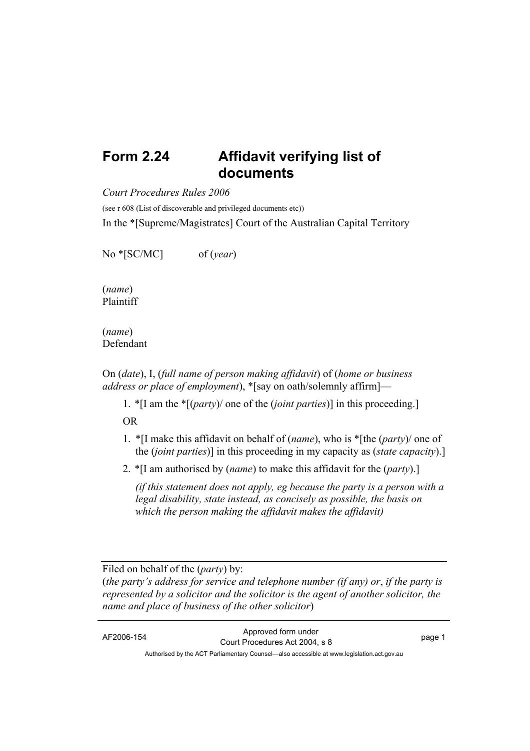# Form 2.24 Affidavit verifying list of documents

*Court Procedures Rules 2006*

(see r 608 (List of discoverable and privileged documents etc))

In the *[Supreme/Magistrates] Court of the Australian Capital Territory

No *[SC/MC] of (*year*)

(*name*)
Plaintiff

(*name*)
Defendant

On (*date*), I, (*full name of person making affidavit*) of (*home or business address or place of employment*), *[say on oath/solemnly affirm]—

1. *[I am the *[(*party*)/ one of the (*joint parties*)] in this proceeding.]

OR

1. *[I make this affidavit on behalf of (*name*), who is *[the (*party*)/ one of the (*joint parties*)] in this proceeding in my capacity as (*state capacity*).]
2. *[I am authorised by (*name*) to make this affidavit for the (*party*).]

   *(if this statement does not apply, eg because the party is a person with a legal disability, state instead, as concisely as possible, the basis on which the person making the affidavit makes the affidavit)*

---

Filed on behalf of the (*party*) by:
(*the party's address for service and telephone number (if any) or*, *if the party is represented by a solicitor and the solicitor is the agent of another solicitor, the name and place of business of the other solicitor*)

---

AF2006-154 Approved form under Court Procedures Act 2004, s 8

Authorised by the ACT Parliamentary Counsel—also accessible at www.legislation.act.gov.au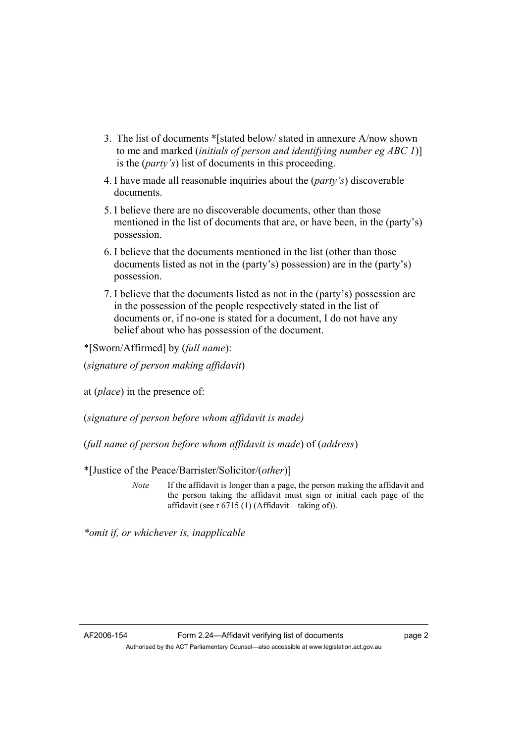3. The list of documents *[stated below/ stated in annexure A/now shown to me and marked (*initials of person and identifying number eg ABC 1*)] is the (*party's*) list of documents in this proceeding.
4. I have made all reasonable inquiries about the (*party's*) discoverable documents.
5. I believe there are no discoverable documents, other than those mentioned in the list of documents that are, or have been, in the (party's) possession.
6. I believe that the documents mentioned in the list (other than those documents listed as not in the (party's) possession) are in the (party's) possession.
7. I believe that the documents listed as not in the (party's) possession are in the possession of the people respectively stated in the list of documents or, if no-one is stated for a document, I do not have any belief about who has possession of the document.

*[Sworn/Affirmed] by (*full name*):

(*signature of person making affidavit*)

at (*place*) in the presence of:

(*signature of person before whom affidavit is made)*

(*full name of person before whom affidavit is made*) of (*address*)

*[Justice of the Peace/Barrister/Solicitor/(*other*)]

*Note* If the affidavit is longer than a page, the person making the affidavit and the person taking the affidavit must sign or initial each page of the affidavit (see r 6715 (1) (Affidavit—taking of)).

**omit if, or whichever is, inapplicable*